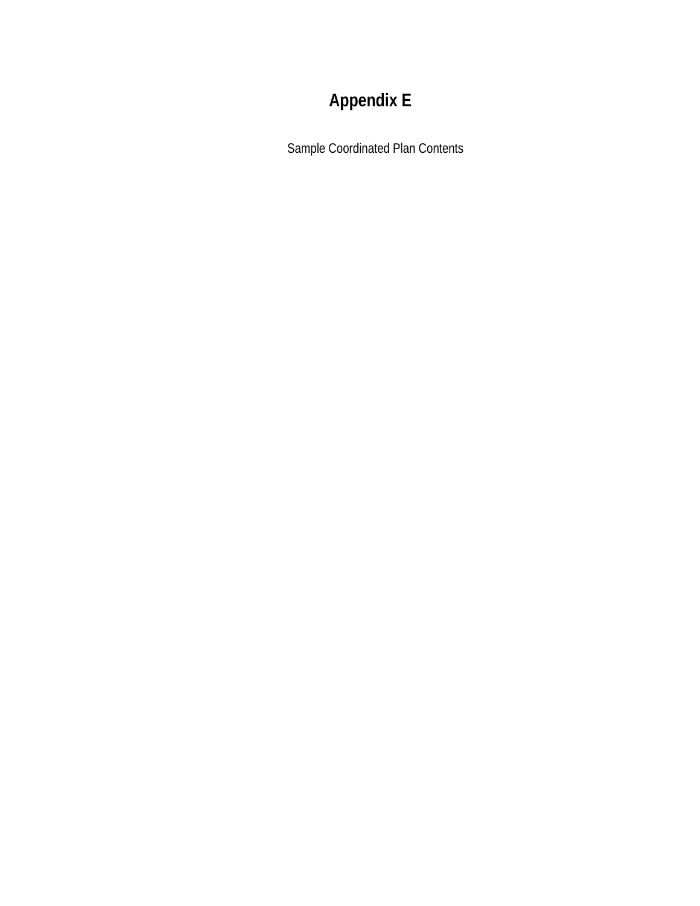# Appendix E

Sample Coordinated Plan Contents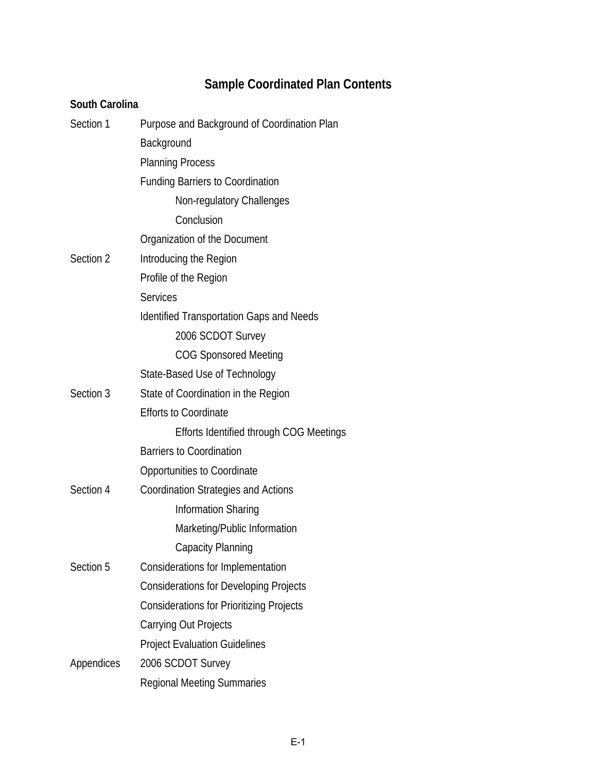# Sample Coordinated Plan Contents

**South Carolina**

Section 1 Purpose and Background of Coordination Plan

- Background
- Planning Process
- Funding Barriers to Coordination
  - Non-regulatory Challenges
  - Conclusion
- Organization of the Document

Section 2 Introducing the Region

- Profile of the Region
- Services
- Identified Transportation Gaps and Needs
  - 2006 SCDOT Survey
  - COG Sponsored Meeting
- State-Based Use of Technology

Section 3 State of Coordination in the Region

- Efforts to Coordinate
  - Efforts Identified through COG Meetings
- Barriers to Coordination
- Opportunities to Coordinate

Section 4 Coordination Strategies and Actions

- Information Sharing
- Marketing/Public Information
- Capacity Planning

Section 5 Considerations for Implementation

- Considerations for Developing Projects
- Considerations for Prioritizing Projects
- Carrying Out Projects
- Project Evaluation Guidelines

Appendices 2006 SCDOT Survey

- Regional Meeting Summaries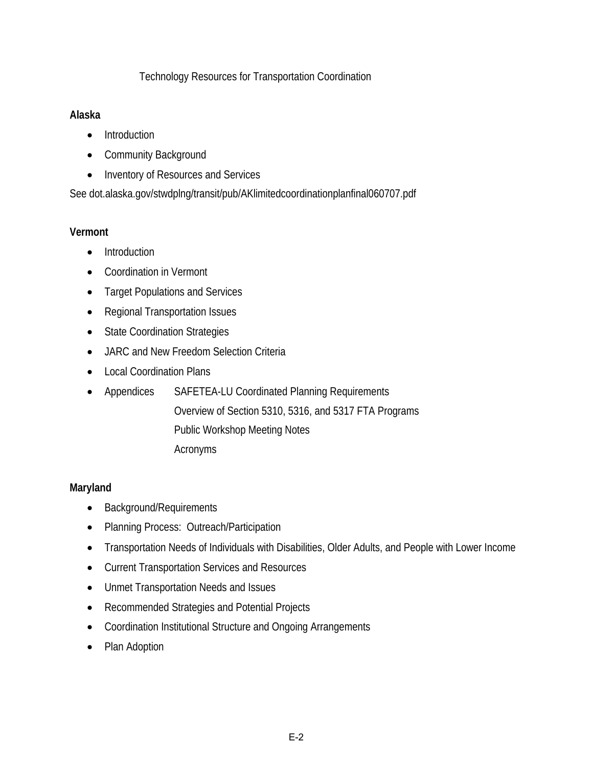Technology Resources for Transportation Coordination

**Alaska**

- Introduction
- Community Background
- Inventory of Resources and Services

See dot.alaska.gov/stwdplng/transit/pub/AKlimitedcoordinationplanfinal060707.pdf

**Vermont**

- Introduction
- Coordination in Vermont
- Target Populations and Services
- Regional Transportation Issues
- State Coordination Strategies
- JARC and New Freedom Selection Criteria
- Local Coordination Plans
- Appendices
  - SAFETEA-LU Coordinated Planning Requirements
  - Overview of Section 5310, 5316, and 5317 FTA Programs
  - Public Workshop Meeting Notes
  - Acronyms

**Maryland**

- Background/Requirements
- Planning Process: Outreach/Participation
- Transportation Needs of Individuals with Disabilities, Older Adults, and People with Lower Income
- Current Transportation Services and Resources
- Unmet Transportation Needs and Issues
- Recommended Strategies and Potential Projects
- Coordination Institutional Structure and Ongoing Arrangements
- Plan Adoption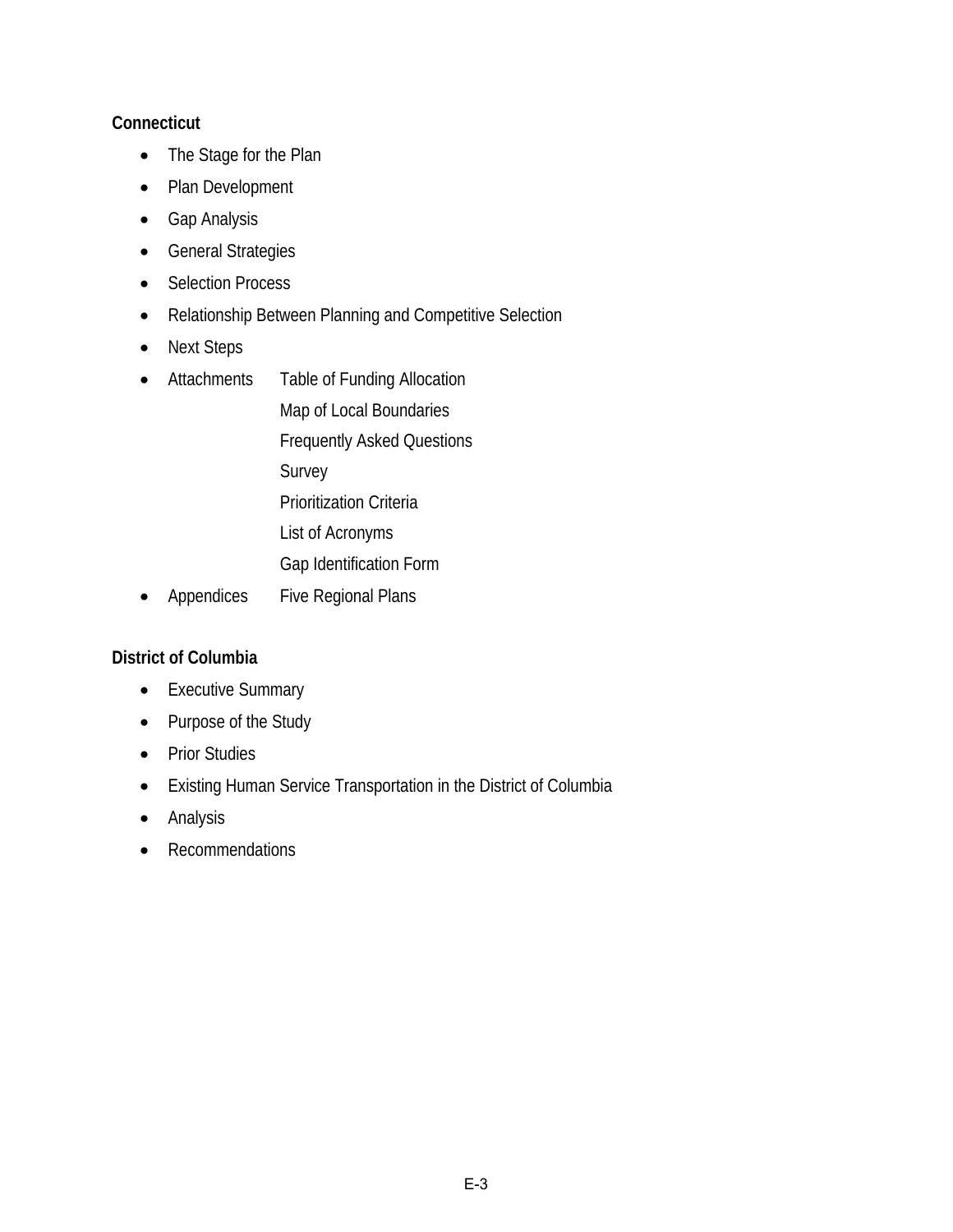**Connecticut**

- The Stage for the Plan
- Plan Development
- Gap Analysis
- General Strategies
- Selection Process
- Relationship Between Planning and Competitive Selection
- Next Steps
- Attachments
  - Table of Funding Allocation
  - Map of Local Boundaries
  - Frequently Asked Questions
  - Survey
  - Prioritization Criteria
  - List of Acronyms
  - Gap Identification Form
- Appendices
  - Five Regional Plans

**District of Columbia**

- Executive Summary
- Purpose of the Study
- Prior Studies
- Existing Human Service Transportation in the District of Columbia
- Analysis
- Recommendations